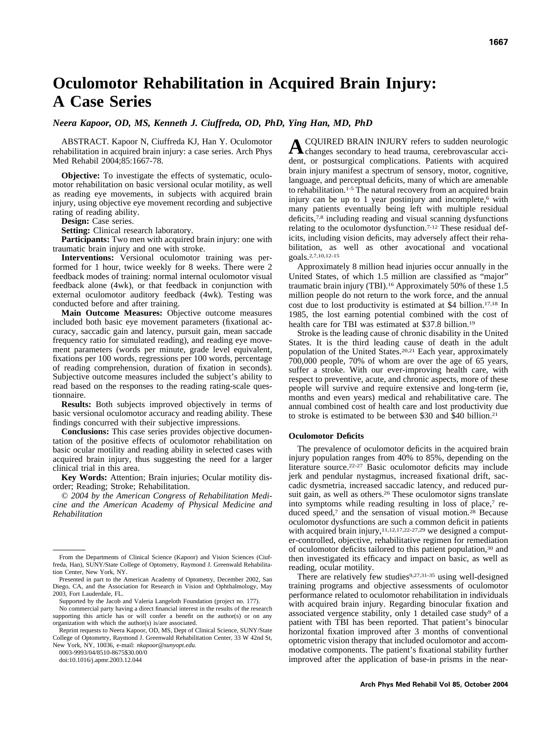# Oculomotor Rehabilitation in Acquired Brain Injury: A Case Series

***Neera Kapoor, OD, MS, Kenneth J. Ciuffreda, OD, PhD, Ying Han, MD, PhD***

ABSTRACT. Kapoor N, Ciuffreda KJ, Han Y. Oculomotor rehabilitation in acquired brain injury: a case series. Arch Phys Med Rehabil 2004;85:1667-78.

**Objective:** To investigate the effects of systematic, oculomotor rehabilitation on basic versional ocular motility, as well as reading eye movements, in subjects with acquired brain injury, using objective eye movement recording and subjective rating of reading ability.

**Design:** Case series.

**Setting:** Clinical research laboratory.

**Participants:** Two men with acquired brain injury: one with traumatic brain injury and one with stroke.

**Interventions:** Versional oculomotor training was performed for 1 hour, twice weekly for 8 weeks. There were 2 feedback modes of training: normal internal oculomotor visual feedback alone (4wk), or that feedback in conjunction with external oculomotor auditory feedback (4wk). Testing was conducted before and after training.

**Main Outcome Measures:** Objective outcome measures included both basic eye movement parameters (fixational accuracy, saccadic gain and latency, pursuit gain, mean saccade frequency ratio for simulated reading), and reading eye movement parameters (words per minute, grade level equivalent, fixations per 100 words, regressions per 100 words, percentage of reading comprehension, duration of fixation in seconds). Subjective outcome measures included the subject's ability to read based on the responses to the reading rating-scale questionnaire.

**Results:** Both subjects improved objectively in terms of basic versional oculomotor accuracy and reading ability. These findings concurred with their subjective impressions.

**Conclusions:** This case series provides objective documentation of the positive effects of oculomotor rehabilitation on basic ocular motility and reading ability in selected cases with acquired brain injury, thus suggesting the need for a larger clinical trial in this area.

**Key Words:** Attention; Brain injuries; Ocular motility disorder; Reading; Stroke; Rehabilitation.

*© 2004 by the American Congress of Rehabilitation Medicine and the American Academy of Physical Medicine and Rehabilitation*

From the Departments of Clinical Science (Kapoor) and Vision Sciences (Ciuffreda, Han), SUNY/State College of Optometry, Raymond J. Greenwald Rehabilitation Center, New York, NY.

Presented in part to the American Academy of Optometry, December 2002, San Diego, CA, and the Association for Research in Vision and Ophthalmology, May 2003, Fort Lauderdale, FL.

Supported by the Jacob and Valeria Langeloth Foundation (project no. 177).

No commercial party having a direct financial interest in the results of the research supporting this article has or will confer a benefit on the author(s) or on any organization with which the author(s) is/are associated.

Reprint requests to Neera Kapoor, OD, MS, Dept of Clinical Science, SUNY/State College of Optometry, Raymond J. Greenwald Rehabilitation Center, 33 W 42nd St, New York, NY, 10036, e-mail: *nkapoor@sunyopt.edu.*

0003-9993/04/8510-8675$30.00/0

doi:10.1016/j.apmr.2003.12.044

ACQUIRED BRAIN INJURY refers to sudden neurologic changes secondary to head trauma, cerebrovascular accident, or postsurgical complications. Patients with acquired brain injury manifest a spectrum of sensory, motor, cognitive, language, and perceptual deficits, many of which are amenable to rehabilitation.[1-5] The natural recovery from an acquired brain injury can be up to 1 year postinjury and incomplete,[6] with many patients eventually being left with multiple residual deficits,[7,8] including reading and visual scanning dysfunctions relating to the oculomotor dysfunction.[7-12] These residual deficits, including vision deficits, may adversely affect their rehabilitation, as well as other avocational and vocational goals.[2,7,10,12-15]

Approximately 8 million head injuries occur annually in the United States, of which 1.5 million are classified as "major" traumatic brain injury (TBI).[16] Approximately 50% of these 1.5 million people do not return to the work force, and the annual cost due to lost productivity is estimated at $4 billion.[17,18] In 1985, the lost earning potential combined with the cost of health care for TBI was estimated at $37.8 billion.[19]

Stroke is the leading cause of chronic disability in the United States. It is the third leading cause of death in the adult population of the United States.[20,21] Each year, approximately 700,000 people, 70% of whom are over the age of 65 years, suffer a stroke. With our ever-improving health care, with respect to preventive, acute, and chronic aspects, more of these people will survive and require extensive and long-term (ie, months and even years) medical and rehabilitative care. The annual combined cost of health care and lost productivity due to stroke is estimated to be between $30 and $40 billion.[21]

### Oculomotor Deficits

The prevalence of oculomotor deficits in the acquired brain injury population ranges from 40% to 85%, depending on the literature source.[22-27] Basic oculomotor deficits may include jerk and pendular nystagmus, increased fixational drift, saccadic dysmetria, increased saccadic latency, and reduced pursuit gain, as well as others.[26] These oculomotor signs translate into symptoms while reading resulting in loss of place,[7] reduced speed,[7] and the sensation of visual motion.[28] Because oculomotor dysfunctions are such a common deficit in patients with acquired brain injury,[11,12,17,22-27,29] we designed a computer-controlled, objective, rehabilitative regimen for remediation of oculomotor deficits tailored to this patient population,[30] and then investigated its efficacy and impact on basic, as well as reading, ocular motility.

There are relatively few studies[9,27,31-35] using well-designed training programs and objective assessments of oculomotor performance related to oculomotor rehabilitation in individuals with acquired brain injury. Regarding binocular fixation and associated vergence stability, only 1 detailed case study[9] of a patient with TBI has been reported. That patient's binocular horizontal fixation improved after 3 months of conventional optometric vision therapy that included oculomotor and accommodative components. The patient's fixational stability further improved after the application of base-in prisms in the near-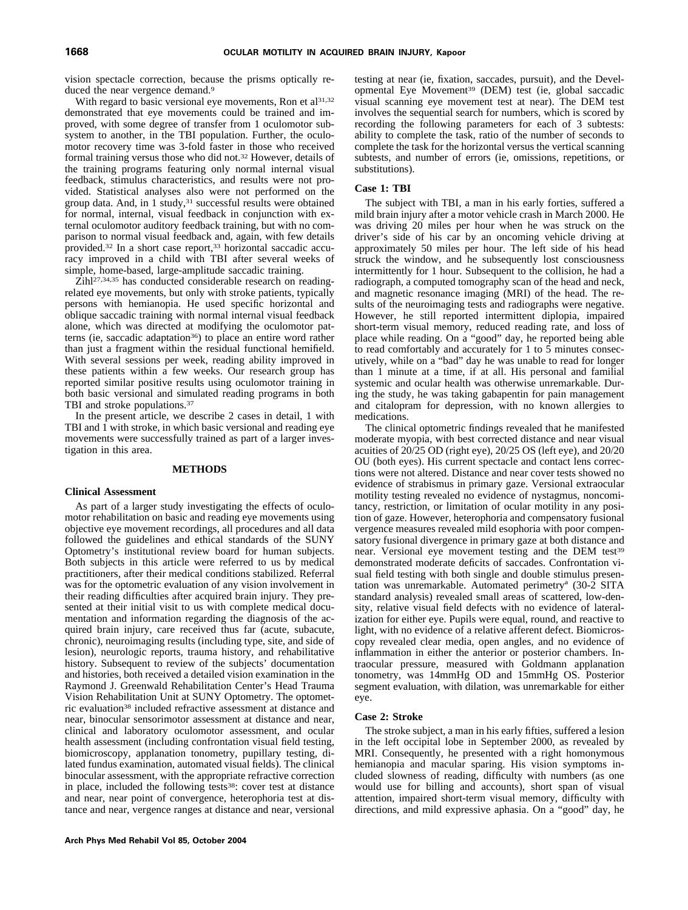vision spectacle correction, because the prisms optically reduced the near vergence demand.[9]

With regard to basic versional eye movements, Ron et al[31,32] demonstrated that eye movements could be trained and improved, with some degree of transfer from 1 oculomotor subsystem to another, in the TBI population. Further, the oculomotor recovery time was 3-fold faster in those who received formal training versus those who did not.[32] However, details of the training programs featuring only normal internal visual feedback, stimulus characteristics, and results were not provided. Statistical analyses also were not performed on the group data. And, in 1 study,[31] successful results were obtained for normal, internal, visual feedback in conjunction with external oculomotor auditory feedback training, but with no comparison to normal visual feedback and, again, with few details provided.[32] In a short case report,[33] horizontal saccadic accuracy improved in a child with TBI after several weeks of simple, home-based, large-amplitude saccadic training.

Zihl[27,34,35] has conducted considerable research on reading-related eye movements, but only with stroke patients, typically persons with hemianopia. He used specific horizontal and oblique saccadic training with normal internal visual feedback alone, which was directed at modifying the oculomotor patterns (ie, saccadic adaptation[36]) to place an entire word rather than just a fragment within the residual functional hemifield. With several sessions per week, reading ability improved in these patients within a few weeks. Our research group has reported similar positive results using oculomotor training in both basic versional and simulated reading programs in both TBI and stroke populations.[37]

In the present article, we describe 2 cases in detail, 1 with TBI and 1 with stroke, in which basic versional and reading eye movements were successfully trained as part of a larger investigation in this area.

## METHODS

### Clinical Assessment

As part of a larger study investigating the effects of oculomotor rehabilitation on basic and reading eye movements using objective eye movement recordings, all procedures and all data followed the guidelines and ethical standards of the SUNY Optometry's institutional review board for human subjects. Both subjects in this article were referred to us by medical practitioners, after their medical conditions stabilized. Referral was for the optometric evaluation of any vision involvement in their reading difficulties after acquired brain injury. They presented at their initial visit to us with complete medical documentation and information regarding the diagnosis of the acquired brain injury, care received thus far (acute, subacute, chronic), neuroimaging results (including type, site, and side of lesion), neurologic reports, trauma history, and rehabilitative history. Subsequent to review of the subjects' documentation and histories, both received a detailed vision examination in the Raymond J. Greenwald Rehabilitation Center's Head Trauma Vision Rehabilitation Unit at SUNY Optometry. The optometric evaluation[38] included refractive assessment at distance and near, binocular sensorimotor assessment at distance and near, clinical and laboratory oculomotor assessment, and ocular health assessment (including confrontation visual field testing, biomicroscopy, applanation tonometry, pupillary testing, dilated fundus examination, automated visual fields). The clinical binocular assessment, with the appropriate refractive correction in place, included the following tests[38]: cover test at distance and near, near point of convergence, heterophoria test at distance and near, vergence ranges at distance and near, versional testing at near (ie, fixation, saccades, pursuit), and the Developmental Eye Movement[39] (DEM) test (ie, global saccadic visual scanning eye movement test at near). The DEM test involves the sequential search for numbers, which is scored by recording the following parameters for each of 3 subtests: ability to complete the task, ratio of the number of seconds to complete the task for the horizontal versus the vertical scanning subtests, and number of errors (ie, omissions, repetitions, or substitutions).

### Case 1: TBI

The subject with TBI, a man in his early forties, suffered a mild brain injury after a motor vehicle crash in March 2000. He was driving 20 miles per hour when he was struck on the driver's side of his car by an oncoming vehicle driving at approximately 50 miles per hour. The left side of his head struck the window, and he subsequently lost consciousness intermittently for 1 hour. Subsequent to the collision, he had a radiograph, a computed tomography scan of the head and neck, and magnetic resonance imaging (MRI) of the head. The results of the neuroimaging tests and radiographs were negative. However, he still reported intermittent diplopia, impaired short-term visual memory, reduced reading rate, and loss of place while reading. On a "good" day, he reported being able to read comfortably and accurately for 1 to 5 minutes consecutively, while on a "bad" day he was unable to read for longer than 1 minute at a time, if at all. His personal and familial systemic and ocular health was otherwise unremarkable. During the study, he was taking gabapentin for pain management and citalopram for depression, with no known allergies to medications.

The clinical optometric findings revealed that he manifested moderate myopia, with best corrected distance and near visual acuities of 20/25 OD (right eye), 20/25 OS (left eye), and 20/20 OU (both eyes). His current spectacle and contact lens corrections were not altered. Distance and near cover tests showed no evidence of strabismus in primary gaze. Versional extraocular motility testing revealed no evidence of nystagmus, noncomitancy, restriction, or limitation of ocular motility in any position of gaze. However, heterophoria and compensatory fusional vergence measures revealed mild esophoria with poor compensatory fusional divergence in primary gaze at both distance and near. Versional eye movement testing and the DEM test[39] demonstrated moderate deficits of saccades. Confrontation visual field testing with both single and double stimulus presentation was unremarkable. Automated perimetry[a] (30-2 SITA standard analysis) revealed small areas of scattered, low-density, relative visual field defects with no evidence of lateralization for either eye. Pupils were equal, round, and reactive to light, with no evidence of a relative afferent defect. Biomicroscopy revealed clear media, open angles, and no evidence of inflammation in either the anterior or posterior chambers. Intraocular pressure, measured with Goldmann applanation tonometry, was 14mmHg OD and 15mmHg OS. Posterior segment evaluation, with dilation, was unremarkable for either eye.

### Case 2: Stroke

The stroke subject, a man in his early fifties, suffered a lesion in the left occipital lobe in September 2000, as revealed by MRI. Consequently, he presented with a right homonymous hemianopia and macular sparing. His vision symptoms included slowness of reading, difficulty with numbers (as one would use for billing and accounts), short span of visual attention, impaired short-term visual memory, difficulty with directions, and mild expressive aphasia. On a "good" day, he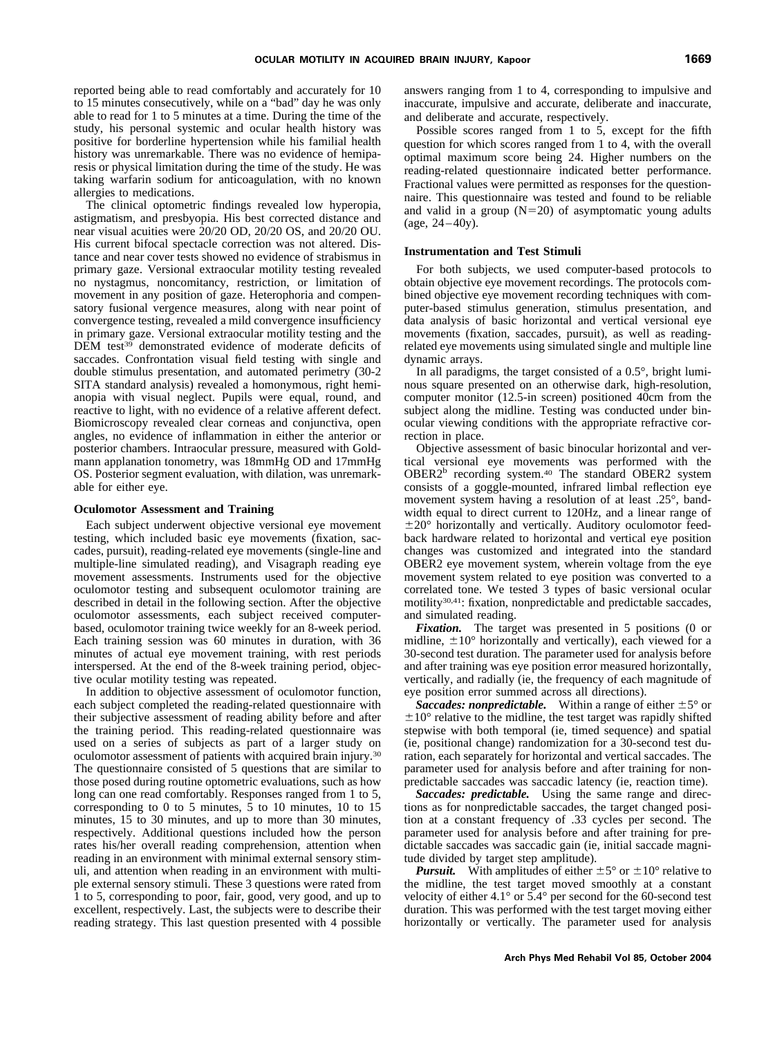reported being able to read comfortably and accurately for 10 to 15 minutes consecutively, while on a "bad" day he was only able to read for 1 to 5 minutes at a time. During the time of the study, his personal systemic and ocular health history was positive for borderline hypertension while his familial health history was unremarkable. There was no evidence of hemiparesis or physical limitation during the time of the study. He was taking warfarin sodium for anticoagulation, with no known allergies to medications.

The clinical optometric findings revealed low hyperopia, astigmatism, and presbyopia. His best corrected distance and near visual acuities were 20/20 OD, 20/20 OS, and 20/20 OU. His current bifocal spectacle correction was not altered. Distance and near cover tests showed no evidence of strabismus in primary gaze. Versional extraocular motility testing revealed no nystagmus, noncomitancy, restriction, or limitation of movement in any position of gaze. Heterophoria and compensatory fusional vergence measures, along with near point of convergence testing, revealed a mild convergence insufficiency in primary gaze. Versional extraocular motility testing and the DEM test[39] demonstrated evidence of moderate deficits of saccades. Confrontation visual field testing with single and double stimulus presentation, and automated perimetry (30-2 SITA standard analysis) revealed a homonymous, right hemianopia with visual neglect. Pupils were equal, round, and reactive to light, with no evidence of a relative afferent defect. Biomicroscopy revealed clear corneas and conjunctiva, open angles, no evidence of inflammation in either the anterior or posterior chambers. Intraocular pressure, measured with Goldmann applanation tonometry, was 18mmHg OD and 17mmHg OS. Posterior segment evaluation, with dilation, was unremarkable for either eye.

### Oculomotor Assessment and Training

Each subject underwent objective versional eye movement testing, which included basic eye movements (fixation, saccades, pursuit), reading-related eye movements (single-line and multiple-line simulated reading), and Visagraph reading eye movement assessments. Instruments used for the objective oculomotor testing and subsequent oculomotor training are described in detail in the following section. After the objective oculomotor assessments, each subject received computer-based, oculomotor training twice weekly for an 8-week period. Each training session was 60 minutes in duration, with 36 minutes of actual eye movement training, with rest periods interspersed. At the end of the 8-week training period, objective ocular motility testing was repeated.

In addition to objective assessment of oculomotor function, each subject completed the reading-related questionnaire with their subjective assessment of reading ability before and after the training period. This reading-related questionnaire was used on a series of subjects as part of a larger study on oculomotor assessment of patients with acquired brain injury.[30] The questionnaire consisted of 5 questions that are similar to those posed during routine optometric evaluations, such as how long can one read comfortably. Responses ranged from 1 to 5, corresponding to 0 to 5 minutes, 5 to 10 minutes, 10 to 15 minutes, 15 to 30 minutes, and up to more than 30 minutes, respectively. Additional questions included how the person rates his/her overall reading comprehension, attention when reading in an environment with minimal external sensory stimuli, and attention when reading in an environment with multiple external sensory stimuli. These 3 questions were rated from 1 to 5, corresponding to poor, fair, good, very good, and up to excellent, respectively. Last, the subjects were to describe their reading strategy. This last question presented with 4 possible answers ranging from 1 to 4, corresponding to impulsive and inaccurate, impulsive and accurate, deliberate and inaccurate, and deliberate and accurate, respectively.

Possible scores ranged from 1 to 5, except for the fifth question for which scores ranged from 1 to 4, with the overall optimal maximum score being 24. Higher numbers on the reading-related questionnaire indicated better performance. Fractional values were permitted as responses for the questionnaire. This questionnaire was tested and found to be reliable and valid in a group (N=20) of asymptomatic young adults (age, 24–40y).

### Instrumentation and Test Stimuli

For both subjects, we used computer-based protocols to obtain objective eye movement recordings. The protocols combined objective eye movement recording techniques with computer-based stimulus generation, stimulus presentation, and data analysis of basic horizontal and vertical versional eye movements (fixation, saccades, pursuit), as well as reading-related eye movements using simulated single and multiple line dynamic arrays.

In all paradigms, the target consisted of a 0.5°, bright luminous square presented on an otherwise dark, high-resolution, computer monitor (12.5-in screen) positioned 40cm from the subject along the midline. Testing was conducted under binocular viewing conditions with the appropriate refractive correction in place.

Objective assessment of basic binocular horizontal and vertical versional eye movements was performed with the OBER2[b] recording system.[40] The standard OBER2 system consists of a goggle-mounted, infrared limbal reflection eye movement system having a resolution of at least .25°, bandwidth equal to direct current to 120Hz, and a linear range of ±20° horizontally and vertically. Auditory oculomotor feedback hardware related to horizontal and vertical eye position changes was customized and integrated into the standard OBER2 eye movement system, wherein voltage from the eye movement system related to eye position was converted to a correlated tone. We tested 3 types of basic versional ocular motility[30,41]: fixation, nonpredictable and predictable saccades, and simulated reading.

***Fixation.*** The target was presented in 5 positions (0 or midline, ±10° horizontally and vertically), each viewed for a 30-second test duration. The parameter used for analysis before and after training was eye position error measured horizontally, vertically, and radially (ie, the frequency of each magnitude of eye position error summed across all directions).

***Saccades: nonpredictable.*** Within a range of either ±5° or ±10° relative to the midline, the test target was rapidly shifted stepwise with both temporal (ie, timed sequence) and spatial (ie, positional change) randomization for a 30-second test duration, each separately for horizontal and vertical saccades. The parameter used for analysis before and after training for nonpredictable saccades was saccadic latency (ie, reaction time).

***Saccades: predictable.*** Using the same range and directions as for nonpredictable saccades, the target changed position at a constant frequency of .33 cycles per second. The parameter used for analysis before and after training for predictable saccades was saccadic gain (ie, initial saccade magnitude divided by target step amplitude).

***Pursuit.*** With amplitudes of either ±5° or ±10° relative to the midline, the test target moved smoothly at a constant velocity of either 4.1° or 5.4° per second for the 60-second test duration. This was performed with the test target moving either horizontally or vertically. The parameter used for analysis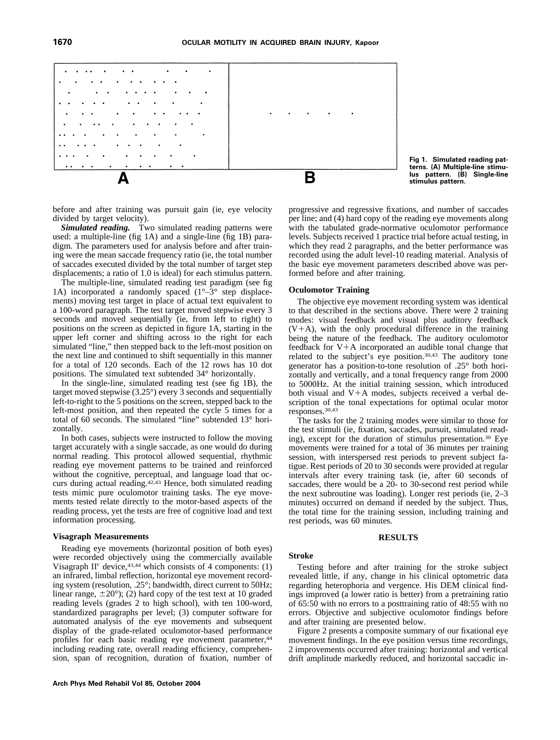Fig 1. Simulated reading patterns. (A) Multiple-line stimulus pattern. (B) Single-line stimulus pattern.

before and after training was pursuit gain (ie, eye velocity divided by target velocity).

***Simulated reading.*** Two simulated reading patterns were used: a multiple-line (fig 1A) and a single-line (fig 1B) paradigm. The parameters used for analysis before and after training were the mean saccade frequency ratio (ie, the total number of saccades executed divided by the total number of target step displacements; a ratio of 1.0 is ideal) for each stimulus pattern.

The multiple-line, simulated reading test paradigm (see fig 1A) incorporated a randomly spaced (1°–3° step displacements) moving test target in place of actual text equivalent to a 100-word paragraph. The test target moved stepwise every 3 seconds and moved sequentially (ie, from left to right) to positions on the screen as depicted in figure 1A, starting in the upper left corner and shifting across to the right for each simulated "line," then stepped back to the left-most position on the next line and continued to shift sequentially in this manner for a total of 120 seconds. Each of the 12 rows has 10 dot positions. The simulated text subtended 34° horizontally.

In the single-line, simulated reading test (see fig 1B), the target moved stepwise (3.25°) every 3 seconds and sequentially left-to-right to the 5 positions on the screen, stepped back to the left-most position, and then repeated the cycle 5 times for a total of 60 seconds. The simulated "line" subtended 13° horizontally.

In both cases, subjects were instructed to follow the moving target accurately with a single saccade, as one would do during normal reading. This protocol allowed sequential, rhythmic reading eye movement patterns to be trained and reinforced without the cognitive, perceptual, and language load that occurs during actual reading.[42,43] Hence, both simulated reading tests mimic pure oculomotor training tasks. The eye movements tested relate directly to the motor-based aspects of the reading process, yet the tests are free of cognitive load and text information processing.

### Visagraph Measurements

Reading eye movements (horizontal position of both eyes) were recorded objectively using the commercially available Visagraph II[c] device,[43,44] which consists of 4 components: (1) an infrared, limbal reflection, horizontal eye movement recording system (resolution, .25°; bandwidth, direct current to 50Hz; linear range, ±20°); (2) hard copy of the test text at 10 graded reading levels (grades 2 to high school), with ten 100-word, standardized paragraphs per level; (3) computer software for automated analysis of the eye movements and subsequent display of the grade-related oculomotor-based performance profiles for each basic reading eye movement parameter,[44] including reading rate, overall reading efficiency, comprehension, span of recognition, duration of fixation, number of progressive and regressive fixations, and number of saccades per line; and (4) hard copy of the reading eye movements along with the tabulated grade-normative oculomotor performance levels. Subjects received 1 practice trial before actual testing, in which they read 2 paragraphs, and the better performance was recorded using the adult level-10 reading material. Analysis of the basic eye movement parameters described above was performed before and after training.

### Oculomotor Training

The objective eye movement recording system was identical to that described in the sections above. There were 2 training modes: visual feedback and visual plus auditory feedback (V+A), with the only procedural difference in the training being the nature of the feedback. The auditory oculomotor feedback for V+A incorporated an audible tonal change that related to the subject's eye position.[30,43] The auditory tone generator has a position-to-tone resolution of .25° both horizontally and vertically, and a tonal frequency range from 2000 to 5000Hz. At the initial training session, which introduced both visual and V+A modes, subjects received a verbal description of the tonal expectations for optimal ocular motor responses.[30,43]

The tasks for the 2 training modes were similar to those for the test stimuli (ie, fixation, saccades, pursuit, simulated reading), except for the duration of stimulus presentation.[30] Eye movements were trained for a total of 36 minutes per training session, with interspersed rest periods to prevent subject fatigue. Rest periods of 20 to 30 seconds were provided at regular intervals after every training task (ie, after 60 seconds of saccades, there would be a 20- to 30-second rest period while the next subroutine was loading). Longer rest periods (ie, 2–3 minutes) occurred on demand if needed by the subject. Thus, the total time for the training session, including training and rest periods, was 60 minutes.

## RESULTS

### Stroke

Testing before and after training for the stroke subject revealed little, if any, change in his clinical optometric data regarding heterophoria and vergence. His DEM clinical findings improved (a lower ratio is better) from a pretraining ratio of 65:50 with no errors to a posttraining ratio of 48:55 with no errors. Objective and subjective oculomotor findings before and after training are presented below.

Figure 2 presents a composite summary of our fixational eye movement findings. In the eye position versus time recordings, 2 improvements occurred after training: horizontal and vertical drift amplitude markedly reduced, and horizontal saccadic in-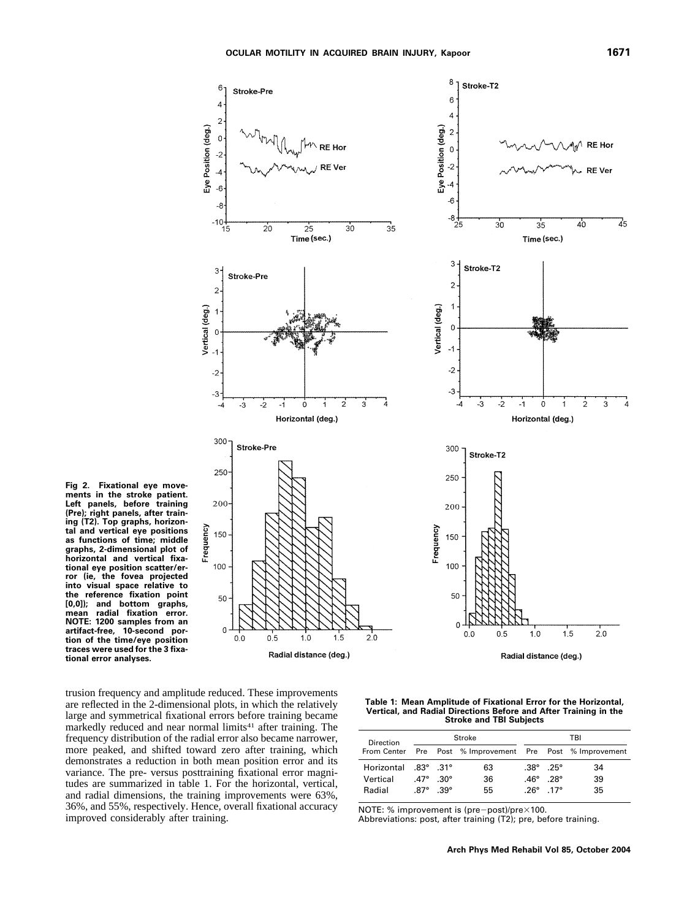Fig 2. Fixational eye movements in the stroke patient. Left panels, before training (Pre); right panels, after training (T2). Top graphs, horizontal and vertical eye positions as functions of time; middle graphs, 2-dimensional plot of horizontal and vertical fixational eye position scatter/error (ie, the fovea projected into visual space relative to the reference fixation point [0,0]); and bottom graphs, mean radial fixation error. NOTE: 1200 samples from an artifact-free, 10-second portion of the time/eye position traces were used for the 3 fixational error analyses.

trusion frequency and amplitude reduced. These improvements are reflected in the 2-dimensional plots, in which the relatively large and symmetrical fixational errors before training became markedly reduced and near normal limits[41] after training. The frequency distribution of the radial error also became narrower, more peaked, and shifted toward zero after training, which demonstrates a reduction in both mean position error and its variance. The pre- versus posttraining fixational error magnitudes are summarized in table 1. For the horizontal, vertical, and radial dimensions, the training improvements were 63%, 36%, and 55%, respectively. Hence, overall fixational accuracy improved considerably after training.

**Table 1: Mean Amplitude of Fixational Error for the Horizontal, Vertical, and Radial Directions Before and After Training in the Stroke and TBI Subjects**

| Direction From Center | Stroke | | | TBI | | |
|---|---|---|---|---|---|---|
| | Pre | Post | % Improvement | Pre | Post | % Improvement |
| Horizontal | .83° | .31° | 63 | .38° | .25° | 34 |
| Vertical | .47° | .30° | 36 | .46° | .28° | 39 |
| Radial | .87° | .39° | 55 | .26° | .17° | 35 |

NOTE: % improvement is (pre−post)/pre×100.
Abbreviations: post, after training (T2); pre, before training.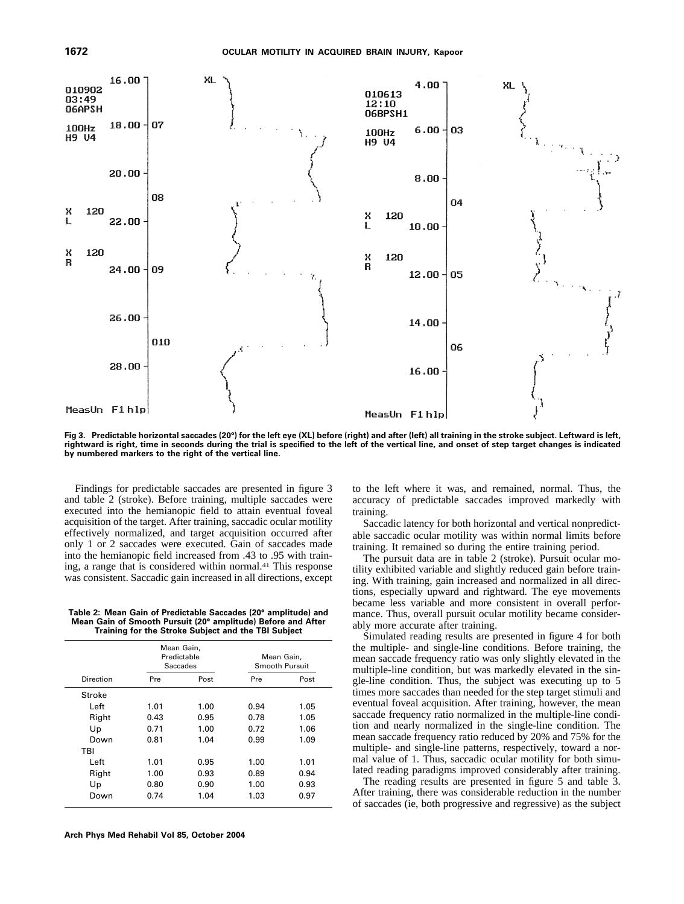Fig 3. Predictable horizontal saccades (20°) for the left eye (XL) before (right) and after (left) all training in the stroke subject. Leftward is left, rightward is right, time in seconds during the trial is specified to the left of the vertical line, and onset of step target changes is indicated by numbered markers to the right of the vertical line.

Findings for predictable saccades are presented in figure 3 and table 2 (stroke). Before training, multiple saccades were executed into the hemianopic field to attain eventual foveal acquisition of the target. After training, saccadic ocular motility effectively normalized, and target acquisition occurred after only 1 or 2 saccades were executed. Gain of saccades made into the hemianopic field increased from .43 to .95 with training, a range that is considered within normal.[41] This response was consistent. Saccadic gain increased in all directions, except to the left where it was, and remained, normal. Thus, the accuracy of predictable saccades improved markedly with training.

Saccadic latency for both horizontal and vertical nonpredictable saccadic ocular motility was within normal limits before training. It remained so during the entire training period.

The pursuit data are in table 2 (stroke). Pursuit ocular motility exhibited variable and slightly reduced gain before training. With training, gain increased and normalized in all directions, especially upward and rightward. The eye movements became less variable and more consistent in overall performance. Thus, overall pursuit ocular motility became considerably more accurate after training.

Simulated reading results are presented in figure 4 for both the multiple- and single-line conditions. Before training, the mean saccade frequency ratio was only slightly elevated in the multiple-line condition, but was markedly elevated in the single-line condition. Thus, the subject was executing up to 5 times more saccades than needed for the step target stimuli and eventual foveal acquisition. After training, however, the mean saccade frequency ratio normalized in the multiple-line condition and nearly normalized in the single-line condition. The mean saccade frequency ratio reduced by 20% and 75% for the multiple- and single-line patterns, respectively, toward a normal value of 1. Thus, saccadic ocular motility for both simulated reading paradigms improved considerably after training.

The reading results are presented in figure 5 and table 3. After training, there was considerable reduction in the number of saccades (ie, both progressive and regressive) as the subject

**Table 2: Mean Gain of Predictable Saccades (20° amplitude) and Mean Gain of Smooth Pursuit (20° amplitude) Before and After Training for the Stroke Subject and the TBI Subject**

| | Mean Gain, Predictable Saccades | | Mean Gain, Smooth Pursuit | |
|---|---|---|---|---|
| Direction | Pre | Post | Pre | Post |
| Stroke | | | | |
| Left | 1.01 | 1.00 | 0.94 | 1.05 |
| Right | 0.43 | 0.95 | 0.78 | 1.05 |
| Up | 0.71 | 1.00 | 0.72 | 1.06 |
| Down | 0.81 | 1.04 | 0.99 | 1.09 |
| TBI | | | | |
| Left | 1.01 | 0.95 | 1.00 | 1.01 |
| Right | 1.00 | 0.93 | 0.89 | 0.94 |
| Up | 0.80 | 0.90 | 1.00 | 0.93 |
| Down | 0.74 | 1.04 | 1.03 | 0.97 |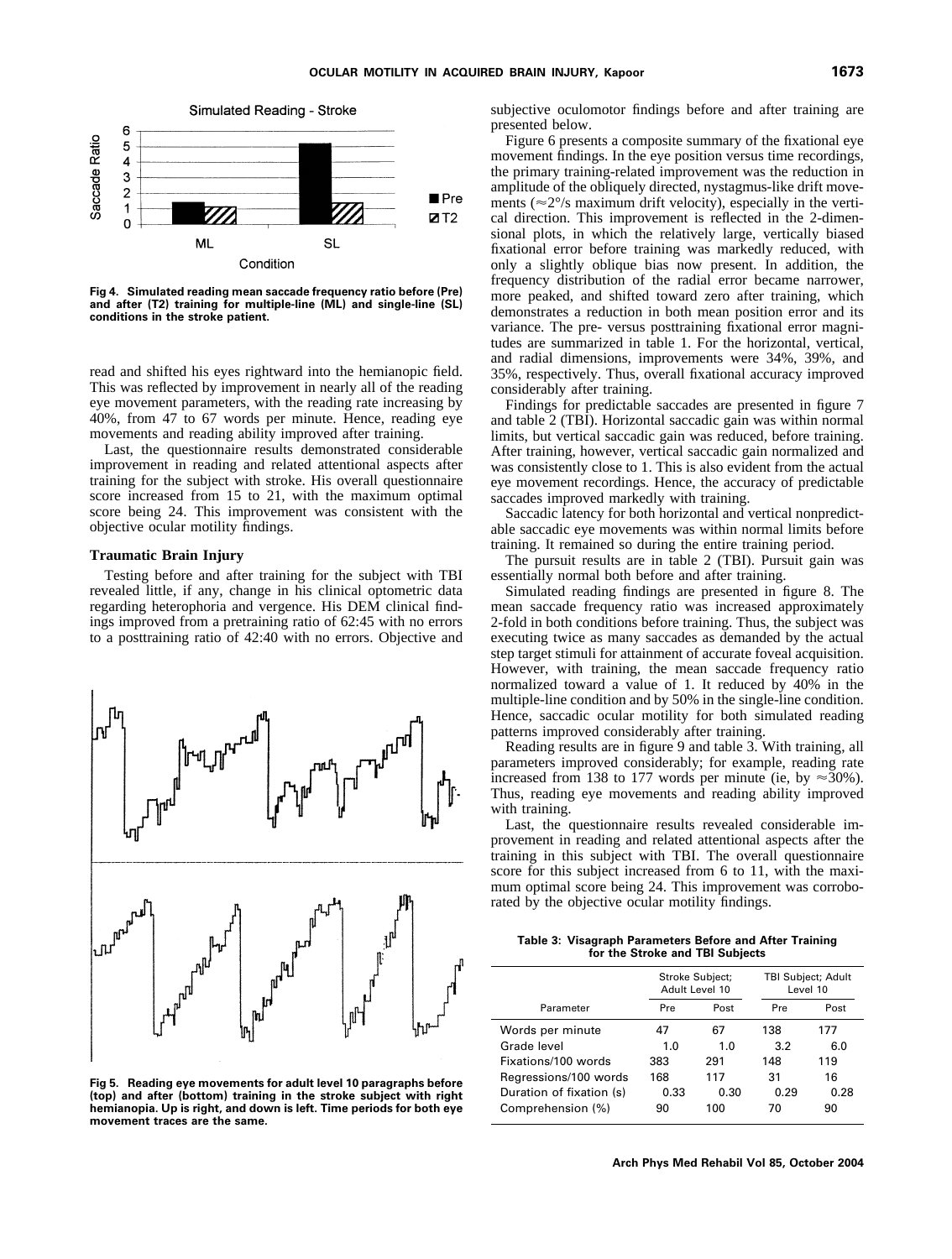Fig 4. Simulated reading mean saccade frequency ratio before (Pre) and after (T2) training for multiple-line (ML) and single-line (SL) conditions in the stroke patient.

read and shifted his eyes rightward into the hemianopic field. This was reflected by improvement in nearly all of the reading eye movement parameters, with the reading rate increasing by 40%, from 47 to 67 words per minute. Hence, reading eye movements and reading ability improved after training.

Last, the questionnaire results demonstrated considerable improvement in reading and related attentional aspects after training for the subject with stroke. His overall questionnaire score increased from 15 to 21, with the maximum optimal score being 24. This improvement was consistent with the objective ocular motility findings.

### Traumatic Brain Injury

Testing before and after training for the subject with TBI revealed little, if any, change in his clinical optometric data regarding heterophoria and vergence. His DEM clinical findings improved from a pretraining ratio of 62:45 with no errors to a posttraining ratio of 42:40 with no errors. Objective and subjective oculomotor findings before and after training are presented below.

Fig 5. Reading eye movements for adult level 10 paragraphs before (top) and after (bottom) training in the stroke subject with right hemianopia. Up is right, and down is left. Time periods for both eye movement traces are the same.

Figure 6 presents a composite summary of the fixational eye movement findings. In the eye position versus time recordings, the primary training-related improvement was the reduction in amplitude of the obliquely directed, nystagmus-like drift movements (≈2°/s maximum drift velocity), especially in the vertical direction. This improvement is reflected in the 2-dimensional plots, in which the relatively large, vertically biased fixational error before training was markedly reduced, with only a slightly oblique bias now present. In addition, the frequency distribution of the radial error became narrower, more peaked, and shifted toward zero after training, which demonstrates a reduction in both mean position error and its variance. The pre- versus posttraining fixational error magnitudes are summarized in table 1. For the horizontal, vertical, and radial dimensions, improvements were 34%, 39%, and 35%, respectively. Thus, overall fixational accuracy improved considerably after training.

Findings for predictable saccades are presented in figure 7 and table 2 (TBI). Horizontal saccadic gain was within normal limits, but vertical saccadic gain was reduced, before training. After training, however, vertical saccadic gain normalized and was consistently close to 1. This is also evident from the actual eye movement recordings. Hence, the accuracy of predictable saccades improved markedly with training.

Saccadic latency for both horizontal and vertical nonpredictable saccadic eye movements was within normal limits before training. It remained so during the entire training period.

The pursuit results are in table 2 (TBI). Pursuit gain was essentially normal both before and after training.

Simulated reading findings are presented in figure 8. The mean saccade frequency ratio was increased approximately 2-fold in both conditions before training. Thus, the subject was executing twice as many saccades as demanded by the actual step target stimuli for attainment of accurate foveal acquisition. However, with training, the mean saccade frequency ratio normalized toward a value of 1. It reduced by 40% in the multiple-line condition and by 50% in the single-line condition. Hence, saccadic ocular motility for both simulated reading patterns improved considerably after training.

Reading results are in figure 9 and table 3. With training, all parameters improved considerably; for example, reading rate increased from 138 to 177 words per minute (ie, by ≈30%). Thus, reading eye movements and reading ability improved with training.

Last, the questionnaire results revealed considerable improvement in reading and related attentional aspects after the training in this subject with TBI. The overall questionnaire score for this subject increased from 6 to 11, with the maximum optimal score being 24. This improvement was corroborated by the objective ocular motility findings.

**Table 3: Visagraph Parameters Before and After Training for the Stroke and TBI Subjects**

| Parameter | Stroke Subject; Adult Level 10 | | TBI Subject; Adult Level 10 | |
|---|---|---|---|---|
| | Pre | Post | Pre | Post |
| Words per minute | 47 | 67 | 138 | 177 |
| Grade level | 1.0 | 1.0 | 3.2 | 6.0 |
| Fixations/100 words | 383 | 291 | 148 | 119 |
| Regressions/100 words | 168 | 117 | 31 | 16 |
| Duration of fixation (s) | 0.33 | 0.30 | 0.29 | 0.28 |
| Comprehension (%) | 90 | 100 | 70 | 90 |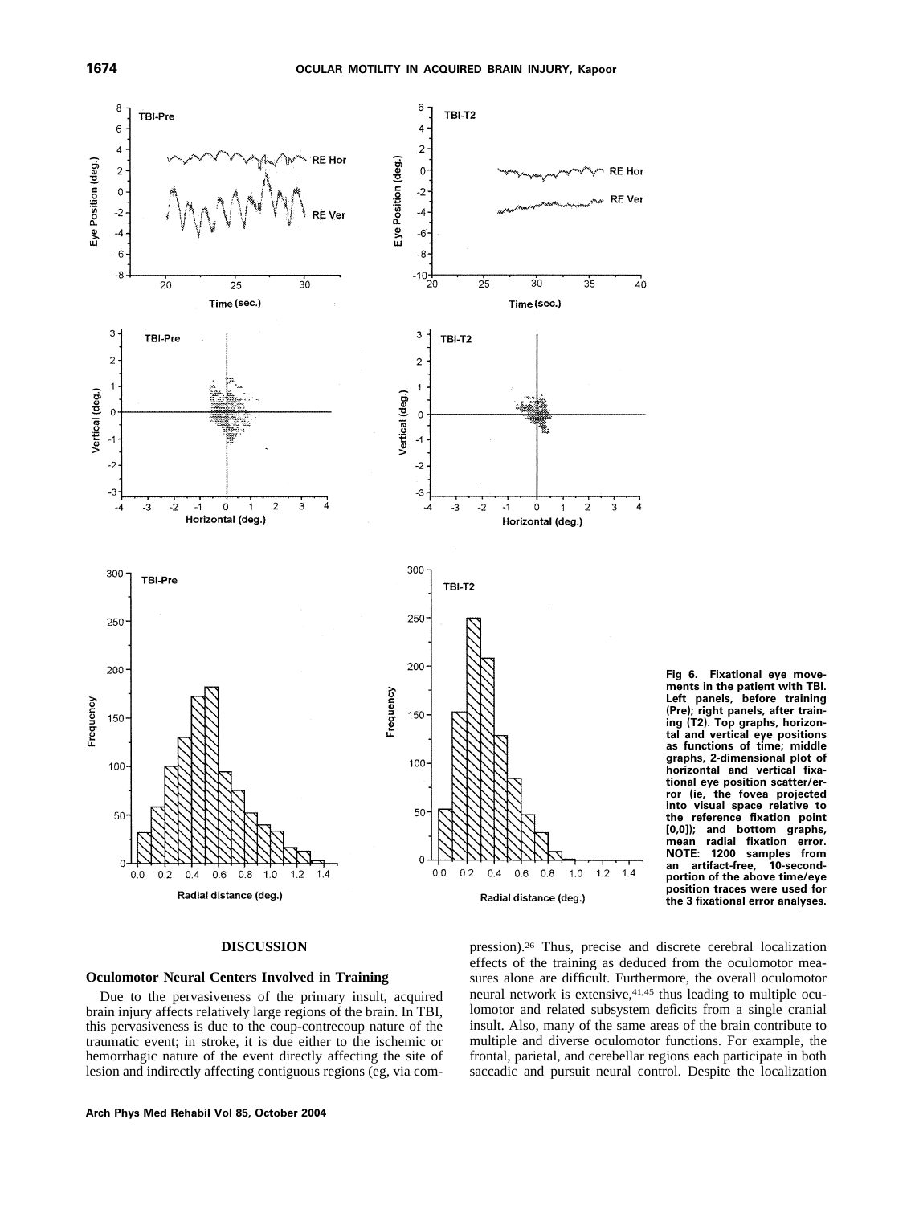Fig 6. Fixational eye movements in the patient with TBI. Left panels, before training (Pre); right panels, after training (T2). Top graphs, horizontal and vertical eye positions as functions of time; middle graphs, 2-dimensional plot of horizontal and vertical fixational eye position scatter/error (ie, the fovea projected into visual space relative to the reference fixation point [0,0]); and bottom graphs, mean radial fixation error. NOTE: 1200 samples from an artifact-free, 10-second-portion of the above time/eye position traces were used for the 3 fixational error analyses.

## DISCUSSION

### Oculomotor Neural Centers Involved in Training

Due to the pervasiveness of the primary insult, acquired brain injury affects relatively large regions of the brain. In TBI, this pervasiveness is due to the coup-contrecoup nature of the traumatic event; in stroke, it is due either to the ischemic or hemorrhagic nature of the event directly affecting the site of lesion and indirectly affecting contiguous regions (eg, via compression).[26] Thus, precise and discrete cerebral localization effects of the training as deduced from the oculomotor measures alone are difficult. Furthermore, the overall oculomotor neural network is extensive,[41,45] thus leading to multiple oculomotor and related subsystem deficits from a single cranial insult. Also, many of the same areas of the brain contribute to multiple and diverse oculomotor functions. For example, the frontal, parietal, and cerebellar regions each participate in both saccadic and pursuit neural control. Despite the localization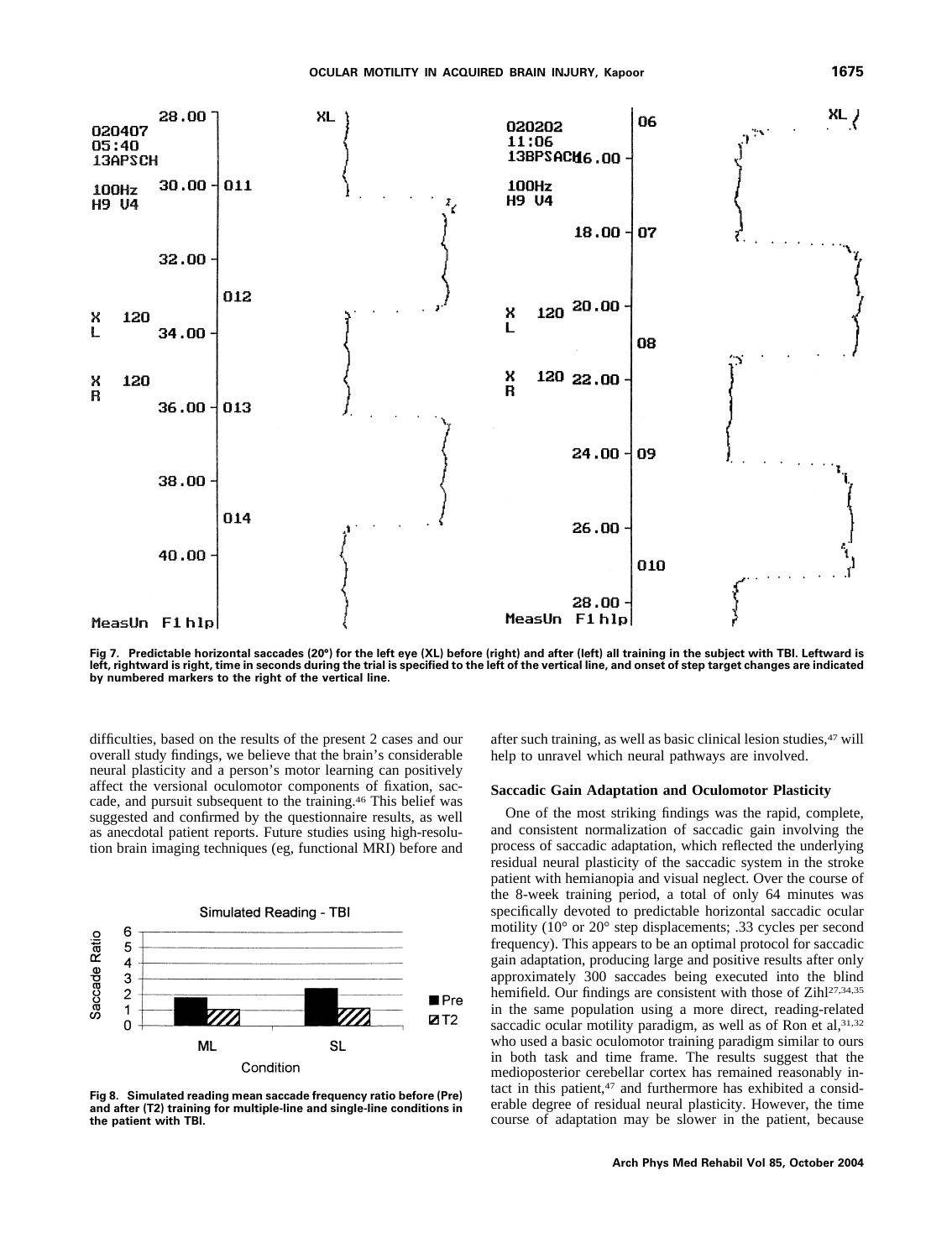Fig 7. Predictable horizontal saccades (20°) for the left eye (XL) before (right) and after (left) all training in the subject with TBI. Leftward is left, rightward is right, time in seconds during the trial is specified to the left of the vertical line, and onset of step target changes are indicated by numbered markers to the right of the vertical line.

difficulties, based on the results of the present 2 cases and our overall study findings, we believe that the brain's considerable neural plasticity and a person's motor learning can positively affect the versional oculomotor components of fixation, saccade, and pursuit subsequent to the training.[46] This belief was suggested and confirmed by the questionnaire results, as well as anecdotal patient reports. Future studies using high-resolution brain imaging techniques (eg, functional MRI) before and after such training, as well as basic clinical lesion studies,[47] will help to unravel which neural pathways are involved.

Fig 8. Simulated reading mean saccade frequency ratio before (Pre) and after (T2) training for multiple-line and single-line conditions in the patient with TBI.

### Saccadic Gain Adaptation and Oculomotor Plasticity

One of the most striking findings was the rapid, complete, and consistent normalization of saccadic gain involving the process of saccadic adaptation, which reflected the underlying residual neural plasticity of the saccadic system in the stroke patient with hemianopia and visual neglect. Over the course of the 8-week training period, a total of only 64 minutes was specifically devoted to predictable horizontal saccadic ocular motility (10° or 20° step displacements; .33 cycles per second frequency). This appears to be an optimal protocol for saccadic gain adaptation, producing large and positive results after only approximately 300 saccades being executed into the blind hemifield. Our findings are consistent with those of Zihl[27,34,35] in the same population using a more direct, reading-related saccadic ocular motility paradigm, as well as of Ron et al,[31,32] who used a basic oculomotor training paradigm similar to ours in both task and time frame. The results suggest that the medioposterior cerebellar cortex has remained reasonably intact in this patient,[47] and furthermore has exhibited a considerable degree of residual neural plasticity. However, the time course of adaptation may be slower in the patient, because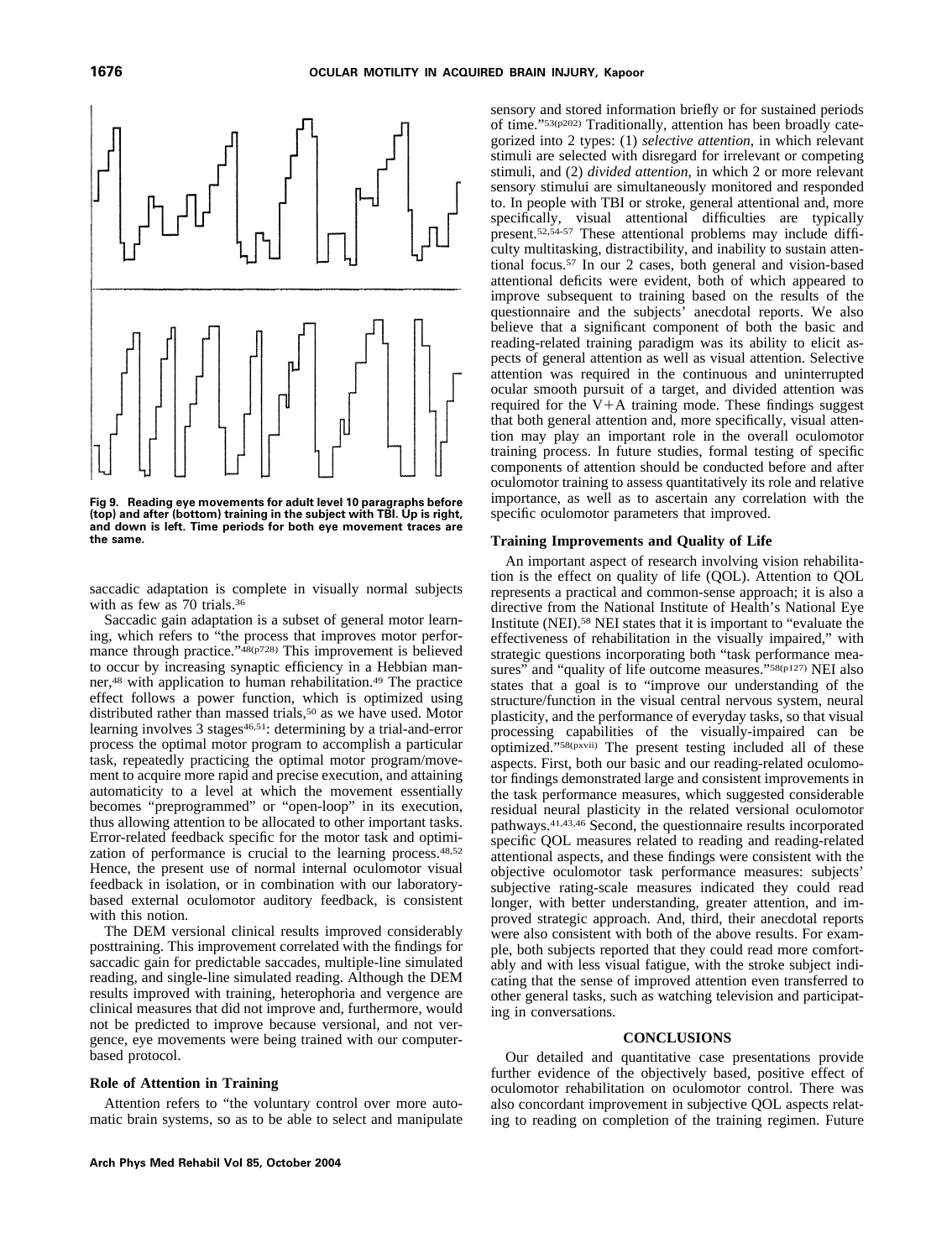Fig 9. Reading eye movements for adult level 10 paragraphs before (top) and after (bottom) training in the subject with TBI. Up is right, and down is left. Time periods for both eye movement traces are the same.

saccadic adaptation is complete in visually normal subjects with as few as 70 trials.[36]

Saccadic gain adaptation is a subset of general motor learning, which refers to "the process that improves motor performance through practice."[48(p728)] This improvement is believed to occur by increasing synaptic efficiency in a Hebbian manner,[48] with application to human rehabilitation.[49] The practice effect follows a power function, which is optimized using distributed rather than massed trials,[50] as we have used. Motor learning involves 3 stages[46,51]: determining by a trial-and-error process the optimal motor program to accomplish a particular task, repeatedly practicing the optimal motor program/movement to acquire more rapid and precise execution, and attaining automaticity to a level at which the movement essentially becomes "preprogrammed" or "open-loop" in its execution, thus allowing attention to be allocated to other important tasks. Error-related feedback specific for the motor task and optimization of performance is crucial to the learning process.[48,52] Hence, the present use of normal internal oculomotor visual feedback in isolation, or in combination with our laboratory-based external oculomotor auditory feedback, is consistent with this notion.

The DEM versional clinical results improved considerably posttraining. This improvement correlated with the findings for saccadic gain for predictable saccades, multiple-line simulated reading, and single-line simulated reading. Although the DEM results improved with training, heterophoria and vergence are clinical measures that did not improve and, furthermore, would not be predicted to improve because versional, and not vergence, eye movements were being trained with our computer-based protocol.

### Role of Attention in Training

Attention refers to "the voluntary control over more automatic brain systems, so as to be able to select and manipulate sensory and stored information briefly or for sustained periods of time."[53(p202)] Traditionally, attention has been broadly categorized into 2 types: (1) *selective attention*, in which relevant stimuli are selected with disregard for irrelevant or competing stimuli, and (2) *divided attention*, in which 2 or more relevant sensory stimului are simultaneously monitored and responded to. In people with TBI or stroke, general attentional and, more specifically, visual attentional difficulties are typically present.[52,54-57] These attentional problems may include difficulty multitasking, distractibility, and inability to sustain attentional focus.[57] In our 2 cases, both general and vision-based attentional deficits were evident, both of which appeared to improve subsequent to training based on the results of the questionnaire and the subjects' anecdotal reports. We also believe that a significant component of both the basic and reading-related training paradigm was its ability to elicit aspects of general attention as well as visual attention. Selective attention was required in the continuous and uninterrupted ocular smooth pursuit of a target, and divided attention was required for the V+A training mode. These findings suggest that both general attention and, more specifically, visual attention may play an important role in the overall oculomotor training process. In future studies, formal testing of specific components of attention should be conducted before and after oculomotor training to assess quantitatively its role and relative importance, as well as to ascertain any correlation with the specific oculomotor parameters that improved.

### Training Improvements and Quality of Life

An important aspect of research involving vision rehabilitation is the effect on quality of life (QOL). Attention to QOL represents a practical and common-sense approach; it is also a directive from the National Institute of Health's National Eye Institute (NEI).[58] NEI states that it is important to "evaluate the effectiveness of rehabilitation in the visually impaired," with strategic questions incorporating both "task performance measures" and "quality of life outcome measures."[58(p127)] NEI also states that a goal is to "improve our understanding of the structure/function in the visual central nervous system, neural plasticity, and the performance of everyday tasks, so that visual processing capabilities of the visually-impaired can be optimized."[58(pxvii)] The present testing included all of these aspects. First, both our basic and our reading-related oculomotor findings demonstrated large and consistent improvements in the task performance measures, which suggested considerable residual neural plasticity in the related versional oculomotor pathways.[41,43,46] Second, the questionnaire results incorporated specific QOL measures related to reading and reading-related attentional aspects, and these findings were consistent with the objective oculomotor task performance measures: subjects' subjective rating-scale measures indicated they could read longer, with better understanding, greater attention, and improved strategic approach. And, third, their anecdotal reports were also consistent with both of the above results. For example, both subjects reported that they could read more comfortably and with less visual fatigue, with the stroke subject indicating that the sense of improved attention even transferred to other general tasks, such as watching television and participating in conversations.

## CONCLUSIONS

Our detailed and quantitative case presentations provide further evidence of the objectively based, positive effect of oculomotor rehabilitation on oculomotor control. There was also concordant improvement in subjective QOL aspects relating to reading on completion of the training regimen. Future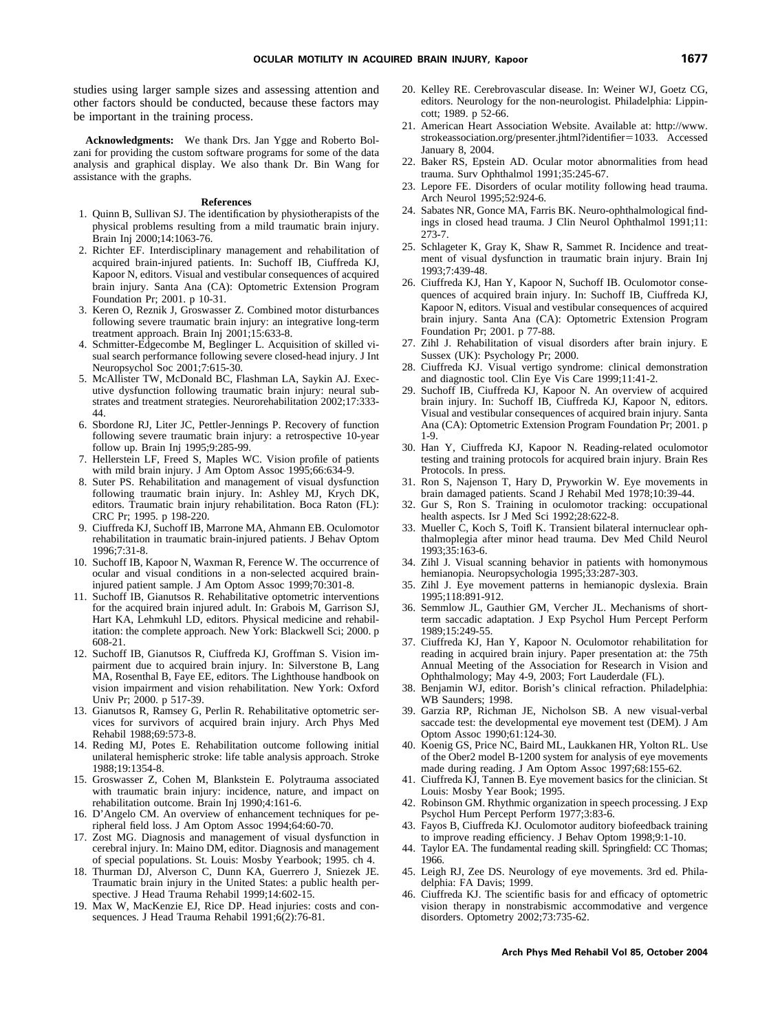studies using larger sample sizes and assessing attention and other factors should be conducted, because these factors may be important in the training process.

**Acknowledgments:** We thank Drs. Jan Ygge and Roberto Bolzani for providing the custom software programs for some of the data analysis and graphical display. We also thank Dr. Bin Wang for assistance with the graphs.

### References

1. Quinn B, Sullivan SJ. The identification by physiotherapists of the physical problems resulting from a mild traumatic brain injury. Brain Inj 2000;14:1063-76.
2. Richter EF. Interdisciplinary management and rehabilitation of acquired brain-injured patients. In: Suchoff IB, Ciuffreda KJ, Kapoor N, editors. Visual and vestibular consequences of acquired brain injury. Santa Ana (CA): Optometric Extension Program Foundation Pr; 2001. p 10-31.
3. Keren O, Reznik J, Groswasser Z. Combined motor disturbances following severe traumatic brain injury: an integrative long-term treatment approach. Brain Inj 2001;15:633-8.
4. Schmitter-Edgecombe M, Beglinger L. Acquisition of skilled visual search performance following severe closed-head injury. J Int Neuropsychol Soc 2001;7:615-30.
5. McAllister TW, McDonald BC, Flashman LA, Saykin AJ. Executive dysfunction following traumatic brain injury: neural substrates and treatment strategies. Neurorehabilitation 2002;17:333-44.
6. Sbordone RJ, Liter JC, Pettler-Jennings P. Recovery of function following severe traumatic brain injury: a retrospective 10-year follow up. Brain Inj 1995;9:285-99.
7. Hellerstein LF, Freed S, Maples WC. Vision profile of patients with mild brain injury. J Am Optom Assoc 1995;66:634-9.
8. Suter PS. Rehabilitation and management of visual dysfunction following traumatic brain injury. In: Ashley MJ, Krych DK, editors. Traumatic brain injury rehabilitation. Boca Raton (FL): CRC Pr; 1995. p 198-220.
9. Ciuffreda KJ, Suchoff IB, Marrone MA, Ahmann EB. Oculomotor rehabilitation in traumatic brain-injured patients. J Behav Optom 1996;7:31-8.
10. Suchoff IB, Kapoor N, Waxman R, Ference W. The occurrence of ocular and visual conditions in a non-selected acquired brain-injured patient sample. J Am Optom Assoc 1999;70:301-8.
11. Suchoff IB, Gianutsos R. Rehabilitative optometric interventions for the acquired brain injured adult. In: Grabois M, Garrison SJ, Hart KA, Lehmkuhl LD, editors. Physical medicine and rehabilitation: the complete approach. New York: Blackwell Sci; 2000. p 608-21.
12. Suchoff IB, Gianutsos R, Ciuffreda KJ, Groffman S. Vision impairment due to acquired brain injury. In: Silverstone B, Lang MA, Rosenthal B, Faye EE, editors. The Lighthouse handbook on vision impairment and vision rehabilitation. New York: Oxford Univ Pr; 2000. p 517-39.
13. Gianutsos R, Ramsey G, Perlin R. Rehabilitative optometric services for survivors of acquired brain injury. Arch Phys Med Rehabil 1988;69:573-8.
14. Reding MJ, Potes E. Rehabilitation outcome following initial unilateral hemispheric stroke: life table analysis approach. Stroke 1988;19:1354-8.
15. Groswasser Z, Cohen M, Blankstein E. Polytrauma associated with traumatic brain injury: incidence, nature, and impact on rehabilitation outcome. Brain Inj 1990;4:161-6.
16. D'Angelo CM. An overview of enhancement techniques for peripheral field loss. J Am Optom Assoc 1994;64:60-70.
17. Zost MG. Diagnosis and management of visual dysfunction in cerebral injury. In: Maino DM, editor. Diagnosis and management of special populations. St. Louis: Mosby Yearbook; 1995. ch 4.
18. Thurman DJ, Alverson C, Dunn KA, Guerrero J, Sniezek JE. Traumatic brain injury in the United States: a public health perspective. J Head Trauma Rehabil 1999;14:602-15.
19. Max W, MacKenzie EJ, Rice DP. Head injuries: costs and consequences. J Head Trauma Rehabil 1991;6(2):76-81.
20. Kelley RE. Cerebrovascular disease. In: Weiner WJ, Goetz CG, editors. Neurology for the non-neurologist. Philadelphia: Lippincott; 1989. p 52-66.
21. American Heart Association Website. Available at: http://www.strokeassociation.org/presenter.jhtml?identifier=1033. Accessed January 8, 2004.
22. Baker RS, Epstein AD. Ocular motor abnormalities from head trauma. Surv Ophthalmol 1991;35:245-67.
23. Lepore FE. Disorders of ocular motility following head trauma. Arch Neurol 1995;52:924-6.
24. Sabates NR, Gonce MA, Farris BK. Neuro-ophthalmological findings in closed head trauma. J Clin Neurol Ophthalmol 1991;11:273-7.
25. Schlageter K, Gray K, Shaw R, Sammet R. Incidence and treatment of visual dysfunction in traumatic brain injury. Brain Inj 1993;7:439-48.
26. Ciuffreda KJ, Han Y, Kapoor N, Suchoff IB. Oculomotor consequences of acquired brain injury. In: Suchoff IB, Ciuffreda KJ, Kapoor N, editors. Visual and vestibular consequences of acquired brain injury. Santa Ana (CA): Optometric Extension Program Foundation Pr; 2001. p 77-88.
27. Zihl J. Rehabilitation of visual disorders after brain injury. E Sussex (UK): Psychology Pr; 2000.
28. Ciuffreda KJ. Visual vertigo syndrome: clinical demonstration and diagnostic tool. Clin Eye Vis Care 1999;11:41-2.
29. Suchoff IB, Ciuffreda KJ, Kapoor N. An overview of acquired brain injury. In: Suchoff IB, Ciuffreda KJ, Kapoor N, editors. Visual and vestibular consequences of acquired brain injury. Santa Ana (CA): Optometric Extension Program Foundation Pr; 2001. p 1-9.
30. Han Y, Ciuffreda KJ, Kapoor N. Reading-related oculomotor testing and training protocols for acquired brain injury. Brain Res Protocols. In press.
31. Ron S, Najenson T, Hary D, Pryworkin W. Eye movements in brain damaged patients. Scand J Rehabil Med 1978;10:39-44.
32. Gur S, Ron S. Training in oculomotor tracking: occupational health aspects. Isr J Med Sci 1992;28:622-8.
33. Mueller C, Koch S, Toifl K. Transient bilateral internuclear ophthalmoplegia after minor head trauma. Dev Med Child Neurol 1993;35:163-6.
34. Zihl J. Visual scanning behavior in patients with homonymous hemianopia. Neuropsychologia 1995;33:287-303.
35. Zihl J. Eye movement patterns in hemianopic dyslexia. Brain 1995;118:891-912.
36. Semmlow JL, Gauthier GM, Vercher JL. Mechanisms of short-term saccadic adaptation. J Exp Psychol Hum Percept Perform 1989;15:249-55.
37. Ciuffreda KJ, Han Y, Kapoor N. Oculomotor rehabilitation for reading in acquired brain injury. Paper presentation at: the 75th Annual Meeting of the Association for Research in Vision and Ophthalmology; May 4-9, 2003; Fort Lauderdale (FL).
38. Benjamin WJ, editor. Borish's clinical refraction. Philadelphia: WB Saunders; 1998.
39. Garzia RP, Richman JE, Nicholson SB. A new visual-verbal saccade test: the developmental eye movement test (DEM). J Am Optom Assoc 1990;61:124-30.
40. Koenig GS, Price NC, Baird ML, Laukkanen HR, Yolton RL. Use of the Ober2 model B-1200 system for analysis of eye movements made during reading. J Am Optom Assoc 1997;68:155-62.
41. Ciuffreda KJ, Tannen B. Eye movement basics for the clinician. St Louis: Mosby Year Book; 1995.
42. Robinson GM. Rhythmic organization in speech processing. J Exp Psychol Hum Percept Perform 1977;3:83-6.
43. Fayos B, Ciuffreda KJ. Oculomotor auditory biofeedback training to improve reading efficiency. J Behav Optom 1998;9:1-10.
44. Taylor EA. The fundamental reading skill. Springfield: CC Thomas; 1966.
45. Leigh RJ, Zee DS. Neurology of eye movements. 3rd ed. Philadelphia: FA Davis; 1999.
46. Ciuffreda KJ. The scientific basis for and efficacy of optometric vision therapy in nonstrabismic accommodative and vergence disorders. Optometry 2002;73:735-62.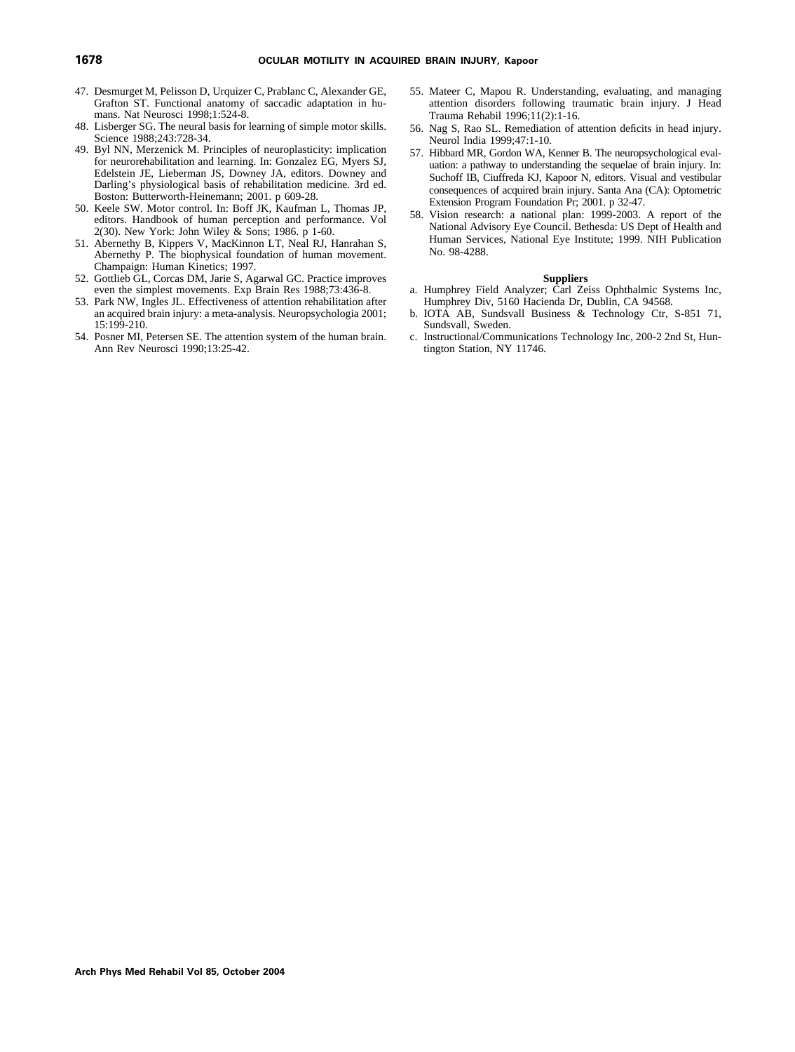47. Desmurget M, Pelisson D, Urquizer C, Prablanc C, Alexander GE, Grafton ST. Functional anatomy of saccadic adaptation in humans. Nat Neurosci 1998;1:524-8.
48. Lisberger SG. The neural basis for learning of simple motor skills. Science 1988;243:728-34.
49. Byl NN, Merzenick M. Principles of neuroplasticity: implication for neurorehabilitation and learning. In: Gonzalez EG, Myers SJ, Edelstein JE, Lieberman JS, Downey JA, editors. Downey and Darling's physiological basis of rehabilitation medicine. 3rd ed. Boston: Butterworth-Heinemann; 2001. p 609-28.
50. Keele SW. Motor control. In: Boff JK, Kaufman L, Thomas JP, editors. Handbook of human perception and performance. Vol 2(30). New York: John Wiley & Sons; 1986. p 1-60.
51. Abernethy B, Kippers V, MacKinnon LT, Neal RJ, Hanrahan S, Abernethy P. The biophysical foundation of human movement. Champaign: Human Kinetics; 1997.
52. Gottlieb GL, Corcas DM, Jarie S, Agarwal GC. Practice improves even the simplest movements. Exp Brain Res 1988;73:436-8.
53. Park NW, Ingles JL. Effectiveness of attention rehabilitation after an acquired brain injury: a meta-analysis. Neuropsychologia 2001; 15:199-210.
54. Posner MI, Petersen SE. The attention system of the human brain. Ann Rev Neurosci 1990;13:25-42.
55. Mateer C, Mapou R. Understanding, evaluating, and managing attention disorders following traumatic brain injury. J Head Trauma Rehabil 1996;11(2):1-16.
56. Nag S, Rao SL. Remediation of attention deficits in head injury. Neurol India 1999;47:1-10.
57. Hibbard MR, Gordon WA, Kenner B. The neuropsychological evaluation: a pathway to understanding the sequelae of brain injury. In: Suchoff IB, Ciuffreda KJ, Kapoor N, editors. Visual and vestibular consequences of acquired brain injury. Santa Ana (CA): Optometric Extension Program Foundation Pr; 2001. p 32-47.
58. Vision research: a national plan: 1999-2003. A report of the National Advisory Eye Council. Bethesda: US Dept of Health and Human Services, National Eye Institute; 1999. NIH Publication No. 98-4288.

**Suppliers**

a. Humphrey Field Analyzer; Carl Zeiss Ophthalmic Systems Inc, Humphrey Div, 5160 Hacienda Dr, Dublin, CA 94568.
b. IOTA AB, Sundsvall Business & Technology Ctr, S-851 71, Sundsvall, Sweden.
c. Instructional/Communications Technology Inc, 200-2 2nd St, Huntington Station, NY 11746.